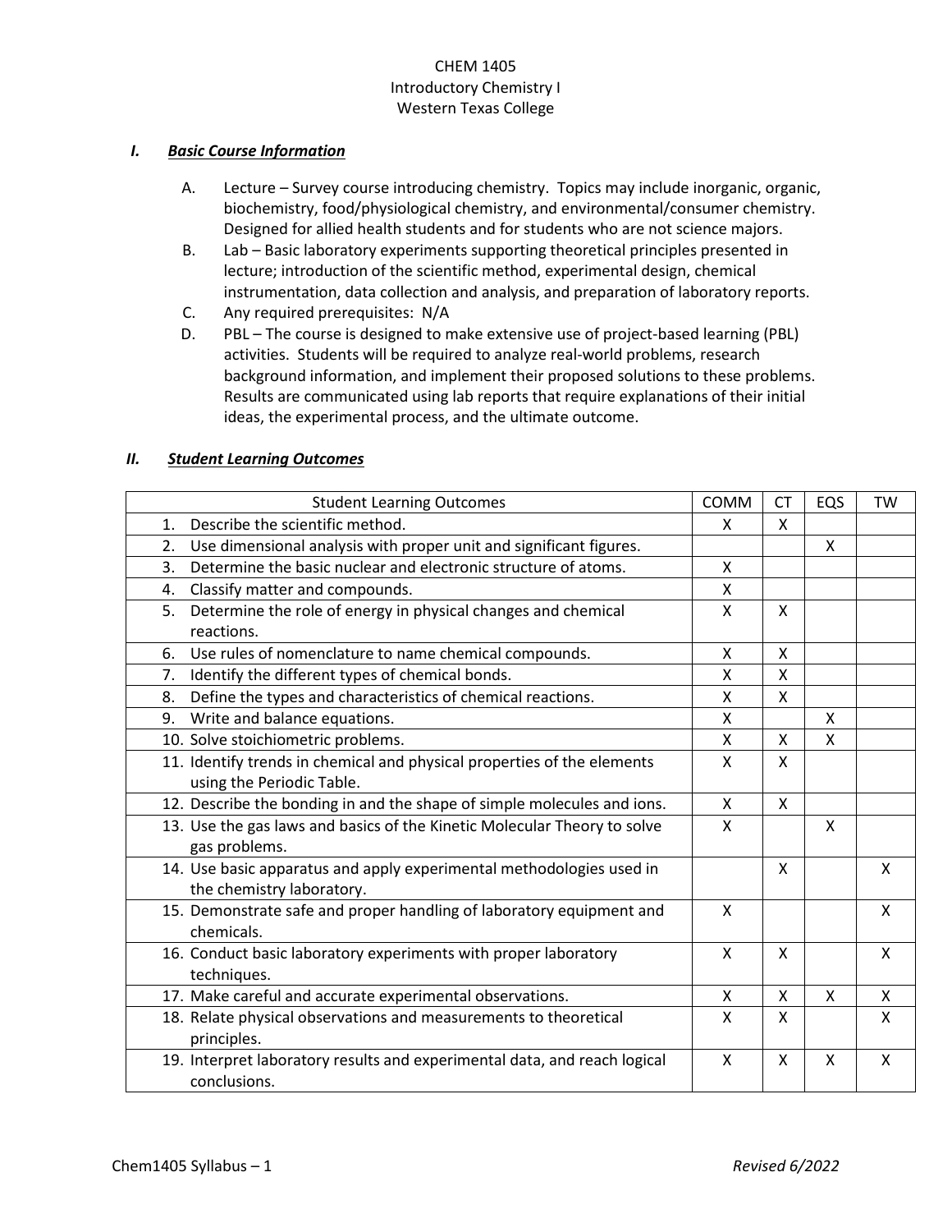# CHEM 1405
# Introductory Chemistry I
# Western Texas College

## I. ***Basic Course Information***

A. Lecture – Survey course introducing chemistry. Topics may include inorganic, organic, biochemistry, food/physiological chemistry, and environmental/consumer chemistry. Designed for allied health students and for students who are not science majors.

B. Lab – Basic laboratory experiments supporting theoretical principles presented in lecture; introduction of the scientific method, experimental design, chemical instrumentation, data collection and analysis, and preparation of laboratory reports.

C. Any required prerequisites: N/A

D. PBL – The course is designed to make extensive use of project-based learning (PBL) activities. Students will be required to analyze real-world problems, research background information, and implement their proposed solutions to these problems. Results are communicated using lab reports that require explanations of their initial ideas, the experimental process, and the ultimate outcome.

## II. ***Student Learning Outcomes***

| Student Learning Outcomes | COMM | CT | EQS | TW |
|---|---|---|---|---|
| 1. Describe the scientific method. | X | X | | |
| 2. Use dimensional analysis with proper unit and significant figures. | | | X | |
| 3. Determine the basic nuclear and electronic structure of atoms. | X | | | |
| 4. Classify matter and compounds. | X | | | |
| 5. Determine the role of energy in physical changes and chemical reactions. | X | X | | |
| 6. Use rules of nomenclature to name chemical compounds. | X | X | | |
| 7. Identify the different types of chemical bonds. | X | X | | |
| 8. Define the types and characteristics of chemical reactions. | X | X | | |
| 9. Write and balance equations. | X | | X | |
| 10. Solve stoichiometric problems. | X | X | X | |
| 11. Identify trends in chemical and physical properties of the elements using the Periodic Table. | X | X | | |
| 12. Describe the bonding in and the shape of simple molecules and ions. | X | X | | |
| 13. Use the gas laws and basics of the Kinetic Molecular Theory to solve gas problems. | X | | X | |
| 14. Use basic apparatus and apply experimental methodologies used in the chemistry laboratory. | | X | | X |
| 15. Demonstrate safe and proper handling of laboratory equipment and chemicals. | X | | | X |
| 16. Conduct basic laboratory experiments with proper laboratory techniques. | X | X | | X |
| 17. Make careful and accurate experimental observations. | X | X | X | X |
| 18. Relate physical observations and measurements to theoretical principles. | X | X | | X |
| 19. Interpret laboratory results and experimental data, and reach logical conclusions. | X | X | X | X |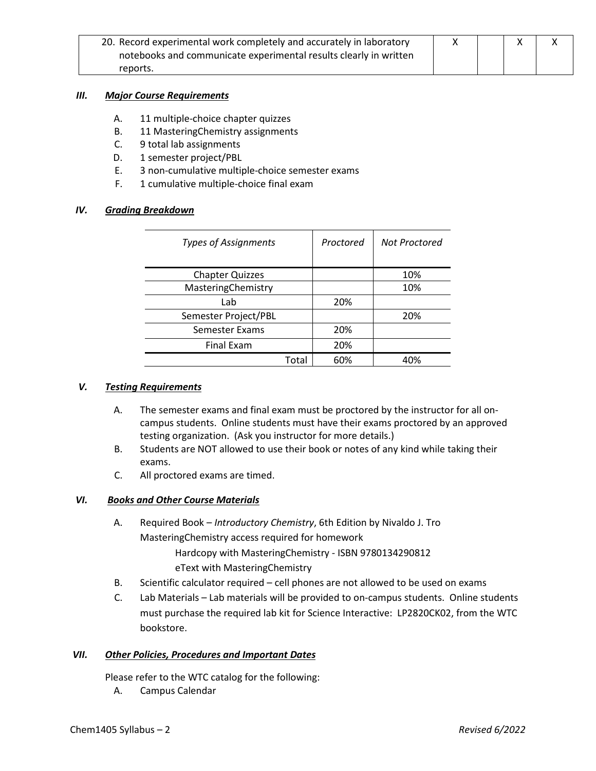| 20. Record experimental work completely and accurately in laboratory notebooks and communicate experimental results clearly in written reports. | X | | X | X |
|---|---|---|---|---|

## III. Major Course Requirements

A. 11 multiple-choice chapter quizzes
B. 11 MasteringChemistry assignments
C. 9 total lab assignments
D. 1 semester project/PBL
E. 3 non-cumulative multiple-choice semester exams
F. 1 cumulative multiple-choice final exam

## IV. Grading Breakdown

| *Types of Assignments* | *Proctored* | *Not Proctored* |
|---|---|---|
| Chapter Quizzes | | 10% |
| MasteringChemistry | | 10% |
| Lab | 20% | |
| Semester Project/PBL | | 20% |
| Semester Exams | 20% | |
| Final Exam | 20% | |
| Total | 60% | 40% |

## V. Testing Requirements

A. The semester exams and final exam must be proctored by the instructor for all on-campus students. Online students must have their exams proctored by an approved testing organization. (Ask you instructor for more details.)
B. Students are NOT allowed to use their book or notes of any kind while taking their exams.
C. All proctored exams are timed.

## VI. Books and Other Course Materials

A. Required Book – *Introductory Chemistry*, 6th Edition by Nivaldo J. Tro
MasteringChemistry access required for homework
Hardcopy with MasteringChemistry - ISBN 9780134290812
eText with MasteringChemistry
B. Scientific calculator required – cell phones are not allowed to be used on exams
C. Lab Materials – Lab materials will be provided to on-campus students. Online students must purchase the required lab kit for Science Interactive: LP2820CK02, from the WTC bookstore.

## VII. Other Policies, Procedures and Important Dates

Please refer to the WTC catalog for the following:

A. Campus Calendar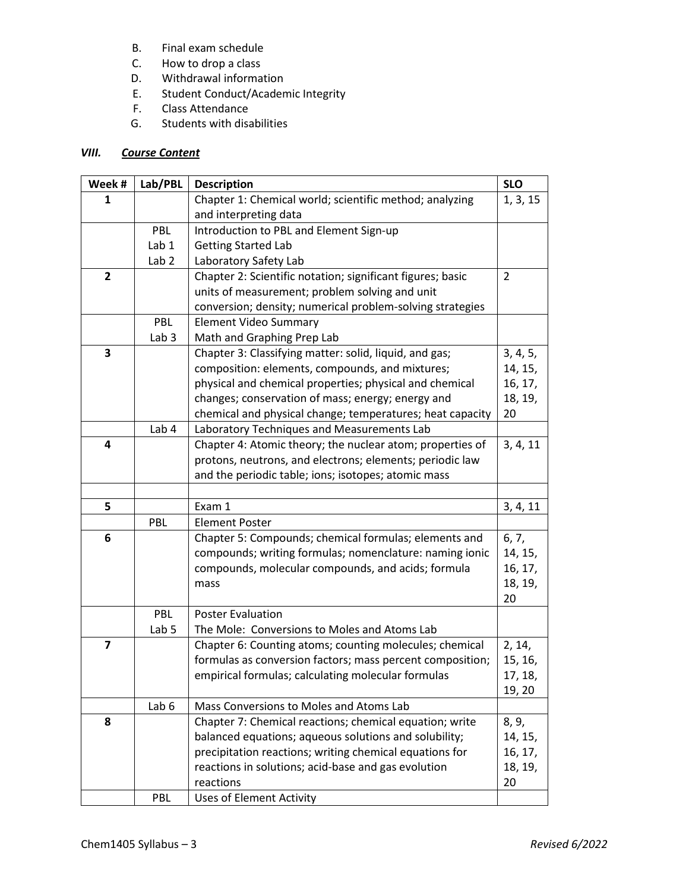B. Final exam schedule
C. How to drop a class
D. Withdrawal information
E. Student Conduct/Academic Integrity
F. Class Attendance
G. Students with disabilities

### ***VIII. Course Content***

| Week # | Lab/PBL | Description | SLO |
|---|---|---|---|
| **1** | | Chapter 1: Chemical world; scientific method; analyzing and interpreting data | 1, 3, 15 |
| | PBL<br>Lab 1<br>Lab 2 | Introduction to PBL and Element Sign-up<br>Getting Started Lab<br>Laboratory Safety Lab | |
| **2** | | Chapter 2: Scientific notation; significant figures; basic units of measurement; problem solving and unit conversion; density; numerical problem-solving strategies | 2 |
| | PBL<br>Lab 3 | Element Video Summary<br>Math and Graphing Prep Lab | |
| **3** | | Chapter 3: Classifying matter: solid, liquid, and gas; composition: elements, compounds, and mixtures; physical and chemical properties; physical and chemical changes; conservation of mass; energy; energy and chemical and physical change; temperatures; heat capacity | 3, 4, 5, 14, 15, 16, 17, 18, 19, 20 |
| | Lab 4 | Laboratory Techniques and Measurements Lab | |
| **4** | | Chapter 4: Atomic theory; the nuclear atom; properties of protons, neutrons, and electrons; elements; periodic law and the periodic table; ions; isotopes; atomic mass | 3, 4, 11 |
| | | | |
| **5** | | Exam 1 | 3, 4, 11 |
| | PBL | Element Poster | |
| **6** | | Chapter 5: Compounds; chemical formulas; elements and compounds; writing formulas; nomenclature: naming ionic compounds, molecular compounds, and acids; formula mass | 6, 7, 14, 15, 16, 17, 18, 19, 20 |
| | PBL<br>Lab 5 | Poster Evaluation<br>The Mole: Conversions to Moles and Atoms Lab | |
| **7** | | Chapter 6: Counting atoms; counting molecules; chemical formulas as conversion factors; mass percent composition; empirical formulas; calculating molecular formulas | 2, 14, 15, 16, 17, 18, 19, 20 |
| | Lab 6 | Mass Conversions to Moles and Atoms Lab | |
| **8** | | Chapter 7: Chemical reactions; chemical equation; write balanced equations; aqueous solutions and solubility; precipitation reactions; writing chemical equations for reactions in solutions; acid-base and gas evolution reactions | 8, 9, 14, 15, 16, 17, 18, 19, 20 |
| | PBL | Uses of Element Activity | |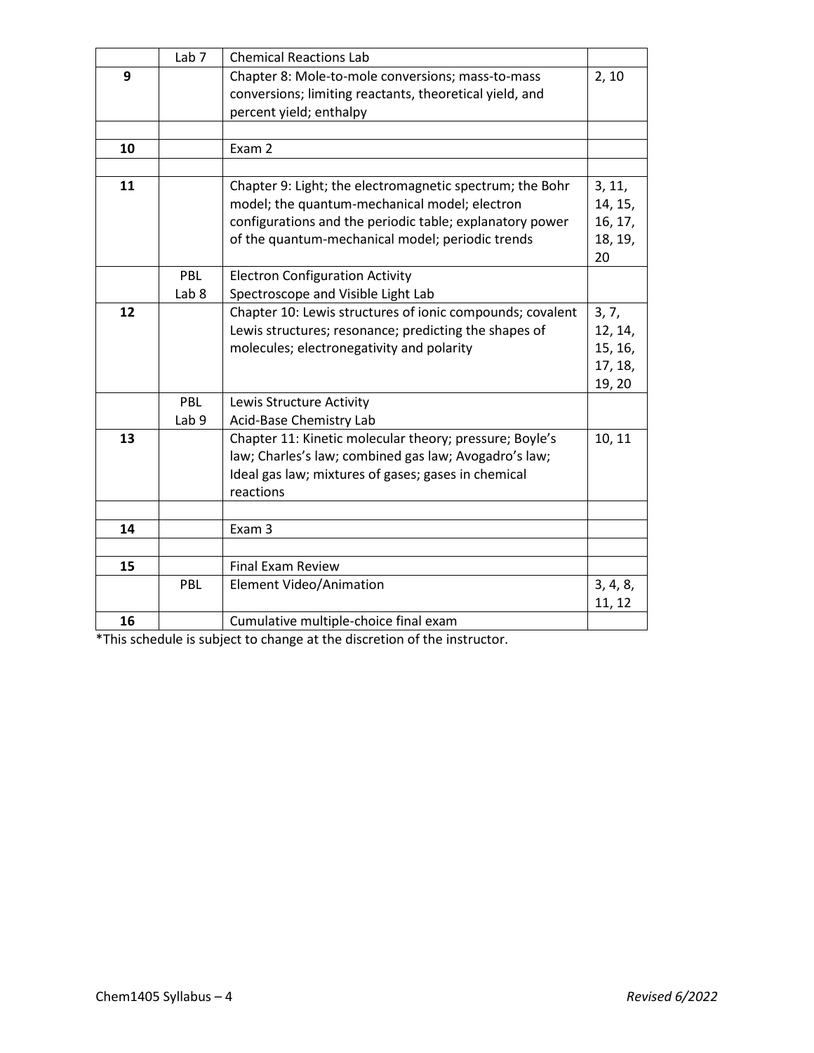| | | | |
|---|---|---|---|
| | Lab 7 | Chemical Reactions Lab | |
| **9** | | Chapter 8: Mole-to-mole conversions; mass-to-mass conversions; limiting reactants, theoretical yield, and percent yield; enthalpy | 2, 10 |
| | | | |
| **10** | | Exam 2 | |
| | | | |
| **11** | | Chapter 9: Light; the electromagnetic spectrum; the Bohr model; the quantum-mechanical model; electron configurations and the periodic table; explanatory power of the quantum-mechanical model; periodic trends | 3, 11, 14, 15, 16, 17, 18, 19, 20 |
| | PBL<br>Lab 8 | Electron Configuration Activity<br>Spectroscope and Visible Light Lab | |
| **12** | | Chapter 10: Lewis structures of ionic compounds; covalent Lewis structures; resonance; predicting the shapes of molecules; electronegativity and polarity | 3, 7, 12, 14, 15, 16, 17, 18, 19, 20 |
| | PBL<br>Lab 9 | Lewis Structure Activity<br>Acid-Base Chemistry Lab | |
| **13** | | Chapter 11: Kinetic molecular theory; pressure; Boyle's law; Charles's law; combined gas law; Avogadro's law; Ideal gas law; mixtures of gases; gases in chemical reactions | 10, 11 |
| | | | |
| **14** | | Exam 3 | |
| | | | |
| **15** | | Final Exam Review | |
| | PBL | Element Video/Animation | 3, 4, 8, 11, 12 |
| **16** | | Cumulative multiple-choice final exam | |

*This schedule is subject to change at the discretion of the instructor.